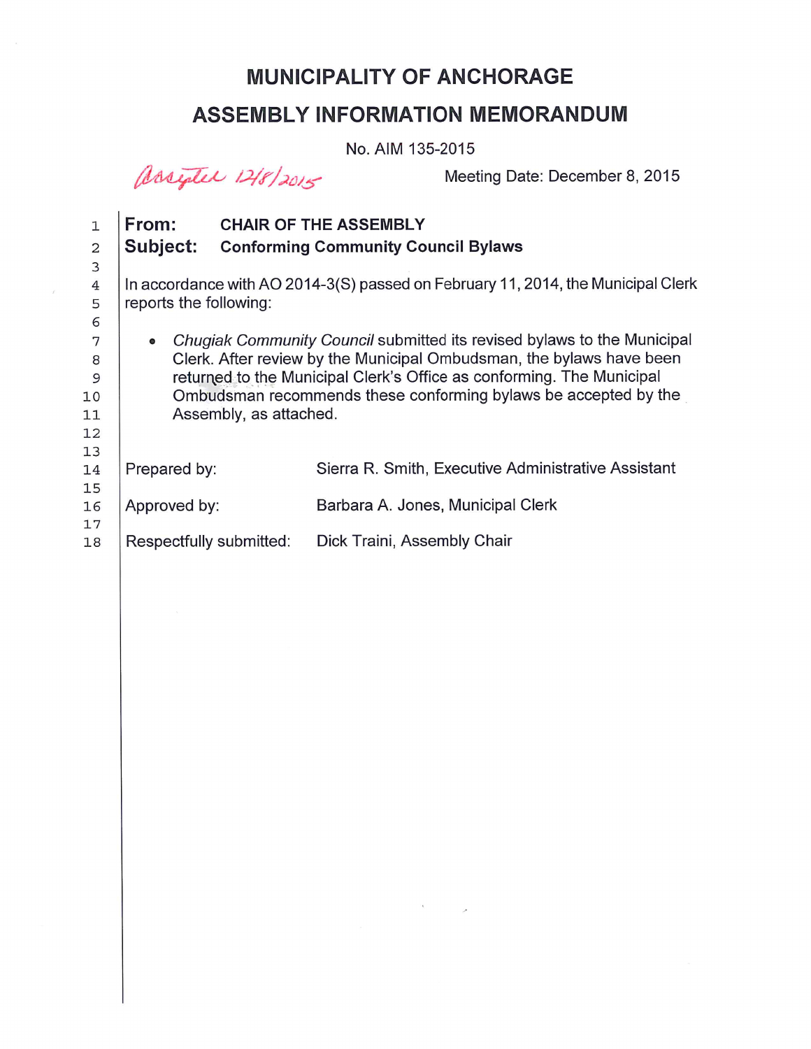# MUNICIPALITY OF ANCHORAGE

## ASSEMBLY INFORMATION MEMORANDUM

No. AIM 135-2015

Accepted 12/8/2015

Meeting Date: December 8, 2015

**From:** **CHAIR OF THE ASSEMBLY**

**Subject:** **Conforming Community Council Bylaws**

In accordance with AO 2014-3(S) passed on February 11, 2014, the Municipal Clerk reports the following:

- *Chugiak Community Council* submitted its revised bylaws to the Municipal Clerk. After review by the Municipal Ombudsman, the bylaws have been returned to the Municipal Clerk's Office as conforming. The Municipal Ombudsman recommends these conforming bylaws be accepted by the Assembly, as attached.

| | |
|---|---|
| Prepared by: | Sierra R. Smith, Executive Administrative Assistant |
| Approved by: | Barbara A. Jones, Municipal Clerk |
| Respectfully submitted: | Dick Traini, Assembly Chair |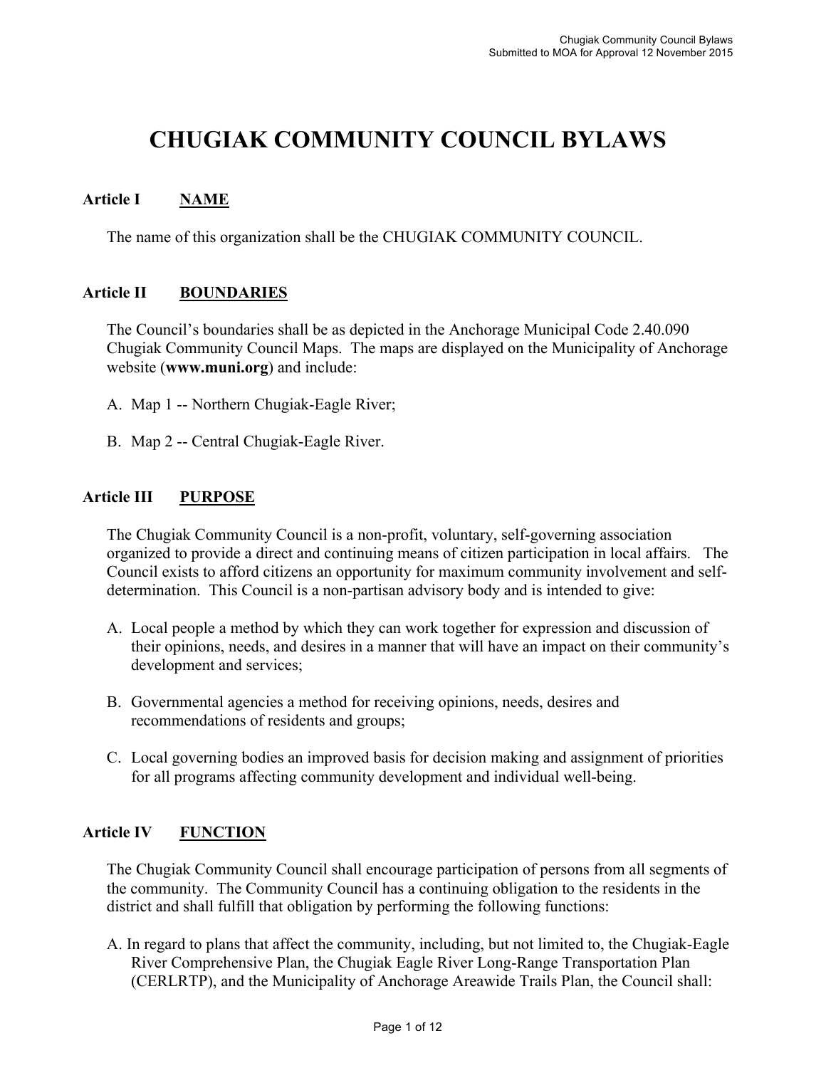# CHUGIAK COMMUNITY COUNCIL BYLAWS

## Article I NAME

The name of this organization shall be the CHUGIAK COMMUNITY COUNCIL.

## Article II BOUNDARIES

The Council's boundaries shall be as depicted in the Anchorage Municipal Code 2.40.090 Chugiak Community Council Maps. The maps are displayed on the Municipality of Anchorage website (**www.muni.org**) and include:

A. Map 1 -- Northern Chugiak-Eagle River;

B. Map 2 -- Central Chugiak-Eagle River.

## Article III PURPOSE

The Chugiak Community Council is a non-profit, voluntary, self-governing association organized to provide a direct and continuing means of citizen participation in local affairs. The Council exists to afford citizens an opportunity for maximum community involvement and self-determination. This Council is a non-partisan advisory body and is intended to give:

A. Local people a method by which they can work together for expression and discussion of their opinions, needs, and desires in a manner that will have an impact on their community's development and services;

B. Governmental agencies a method for receiving opinions, needs, desires and recommendations of residents and groups;

C. Local governing bodies an improved basis for decision making and assignment of priorities for all programs affecting community development and individual well-being.

## Article IV FUNCTION

The Chugiak Community Council shall encourage participation of persons from all segments of the community. The Community Council has a continuing obligation to the residents in the district and shall fulfill that obligation by performing the following functions:

A. In regard to plans that affect the community, including, but not limited to, the Chugiak-Eagle River Comprehensive Plan, the Chugiak Eagle River Long-Range Transportation Plan (CERLRTP), and the Municipality of Anchorage Areawide Trails Plan, the Council shall: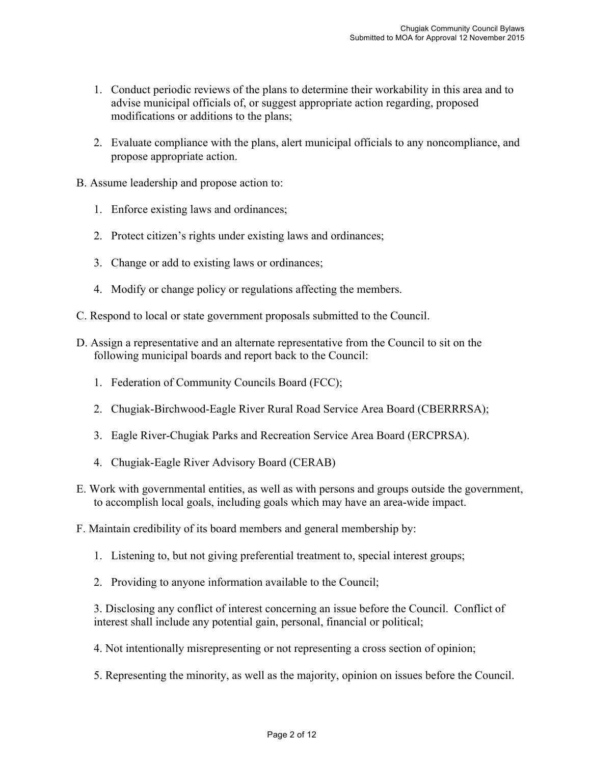1. Conduct periodic reviews of the plans to determine their workability in this area and to advise municipal officials of, or suggest appropriate action regarding, proposed modifications or additions to the plans;

2. Evaluate compliance with the plans, alert municipal officials to any noncompliance, and propose appropriate action.

B. Assume leadership and propose action to:

1. Enforce existing laws and ordinances;

2. Protect citizen's rights under existing laws and ordinances;

3. Change or add to existing laws or ordinances;

4. Modify or change policy or regulations affecting the members.

C. Respond to local or state government proposals submitted to the Council.

D. Assign a representative and an alternate representative from the Council to sit on the following municipal boards and report back to the Council:

1. Federation of Community Councils Board (FCC);

2. Chugiak-Birchwood-Eagle River Rural Road Service Area Board (CBERRRSA);

3. Eagle River-Chugiak Parks and Recreation Service Area Board (ERCPRSA).

4. Chugiak-Eagle River Advisory Board (CERAB)

E. Work with governmental entities, as well as with persons and groups outside the government, to accomplish local goals, including goals which may have an area-wide impact.

F. Maintain credibility of its board members and general membership by:

1. Listening to, but not giving preferential treatment to, special interest groups;

2. Providing to anyone information available to the Council;

3. Disclosing any conflict of interest concerning an issue before the Council. Conflict of interest shall include any potential gain, personal, financial or political;

4. Not intentionally misrepresenting or not representing a cross section of opinion;

5. Representing the minority, as well as the majority, opinion on issues before the Council.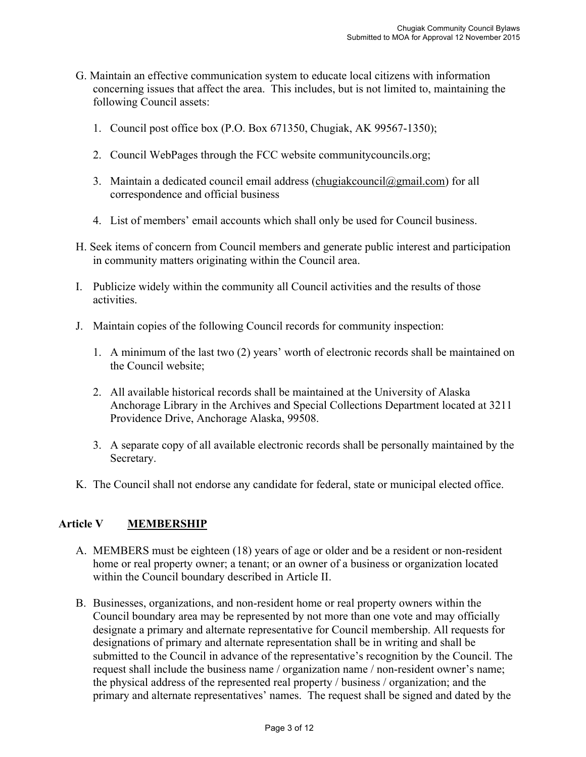G. Maintain an effective communication system to educate local citizens with information concerning issues that affect the area. This includes, but is not limited to, maintaining the following Council assets:

   1. Council post office box (P.O. Box 671350, Chugiak, AK 99567-1350);

   2. Council WebPages through the FCC website communitycouncils.org;

   3. Maintain a dedicated council email address (chugiakcouncil@gmail.com) for all correspondence and official business

   4. List of members' email accounts which shall only be used for Council business.

H. Seek items of concern from Council members and generate public interest and participation in community matters originating within the Council area.

I. Publicize widely within the community all Council activities and the results of those activities.

J. Maintain copies of the following Council records for community inspection:

   1. A minimum of the last two (2) years' worth of electronic records shall be maintained on the Council website;

   2. All available historical records shall be maintained at the University of Alaska Anchorage Library in the Archives and Special Collections Department located at 3211 Providence Drive, Anchorage Alaska, 99508.

   3. A separate copy of all available electronic records shall be personally maintained by the Secretary.

K. The Council shall not endorse any candidate for federal, state or municipal elected office.

## Article V MEMBERSHIP

A. MEMBERS must be eighteen (18) years of age or older and be a resident or non-resident home or real property owner; a tenant; or an owner of a business or organization located within the Council boundary described in Article II.

B. Businesses, organizations, and non-resident home or real property owners within the Council boundary area may be represented by not more than one vote and may officially designate a primary and alternate representative for Council membership. All requests for designations of primary and alternate representation shall be in writing and shall be submitted to the Council in advance of the representative's recognition by the Council. The request shall include the business name / organization name / non-resident owner's name; the physical address of the represented real property / business / organization; and the primary and alternate representatives' names. The request shall be signed and dated by the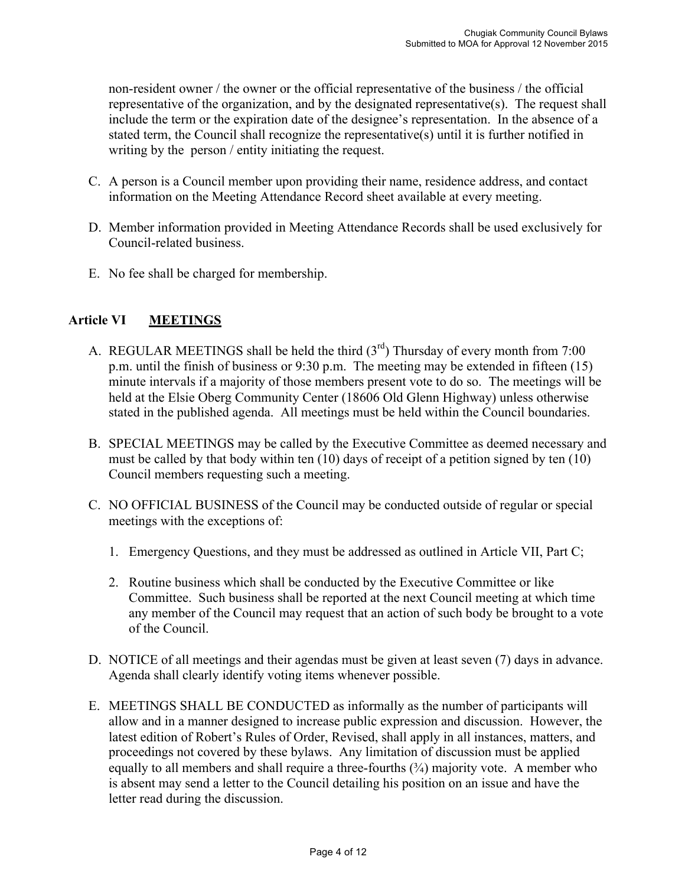non-resident owner / the owner or the official representative of the business / the official representative of the organization, and by the designated representative(s). The request shall include the term or the expiration date of the designee's representation. In the absence of a stated term, the Council shall recognize the representative(s) until it is further notified in writing by the person / entity initiating the request.

C. A person is a Council member upon providing their name, residence address, and contact information on the Meeting Attendance Record sheet available at every meeting.

D. Member information provided in Meeting Attendance Records shall be used exclusively for Council-related business.

E. No fee shall be charged for membership.

## Article VI MEETINGS

A. REGULAR MEETINGS shall be held the third (3rd) Thursday of every month from 7:00 p.m. until the finish of business or 9:30 p.m. The meeting may be extended in fifteen (15) minute intervals if a majority of those members present vote to do so. The meetings will be held at the Elsie Oberg Community Center (18606 Old Glenn Highway) unless otherwise stated in the published agenda. All meetings must be held within the Council boundaries.

B. SPECIAL MEETINGS may be called by the Executive Committee as deemed necessary and must be called by that body within ten (10) days of receipt of a petition signed by ten (10) Council members requesting such a meeting.

C. NO OFFICIAL BUSINESS of the Council may be conducted outside of regular or special meetings with the exceptions of:

   1. Emergency Questions, and they must be addressed as outlined in Article VII, Part C;

   2. Routine business which shall be conducted by the Executive Committee or like Committee. Such business shall be reported at the next Council meeting at which time any member of the Council may request that an action of such body be brought to a vote of the Council.

D. NOTICE of all meetings and their agendas must be given at least seven (7) days in advance. Agenda shall clearly identify voting items whenever possible.

E. MEETINGS SHALL BE CONDUCTED as informally as the number of participants will allow and in a manner designed to increase public expression and discussion. However, the latest edition of Robert's Rules of Order, Revised, shall apply in all instances, matters, and proceedings not covered by these bylaws. Any limitation of discussion must be applied equally to all members and shall require a three-fourths (¾) majority vote. A member who is absent may send a letter to the Council detailing his position on an issue and have the letter read during the discussion.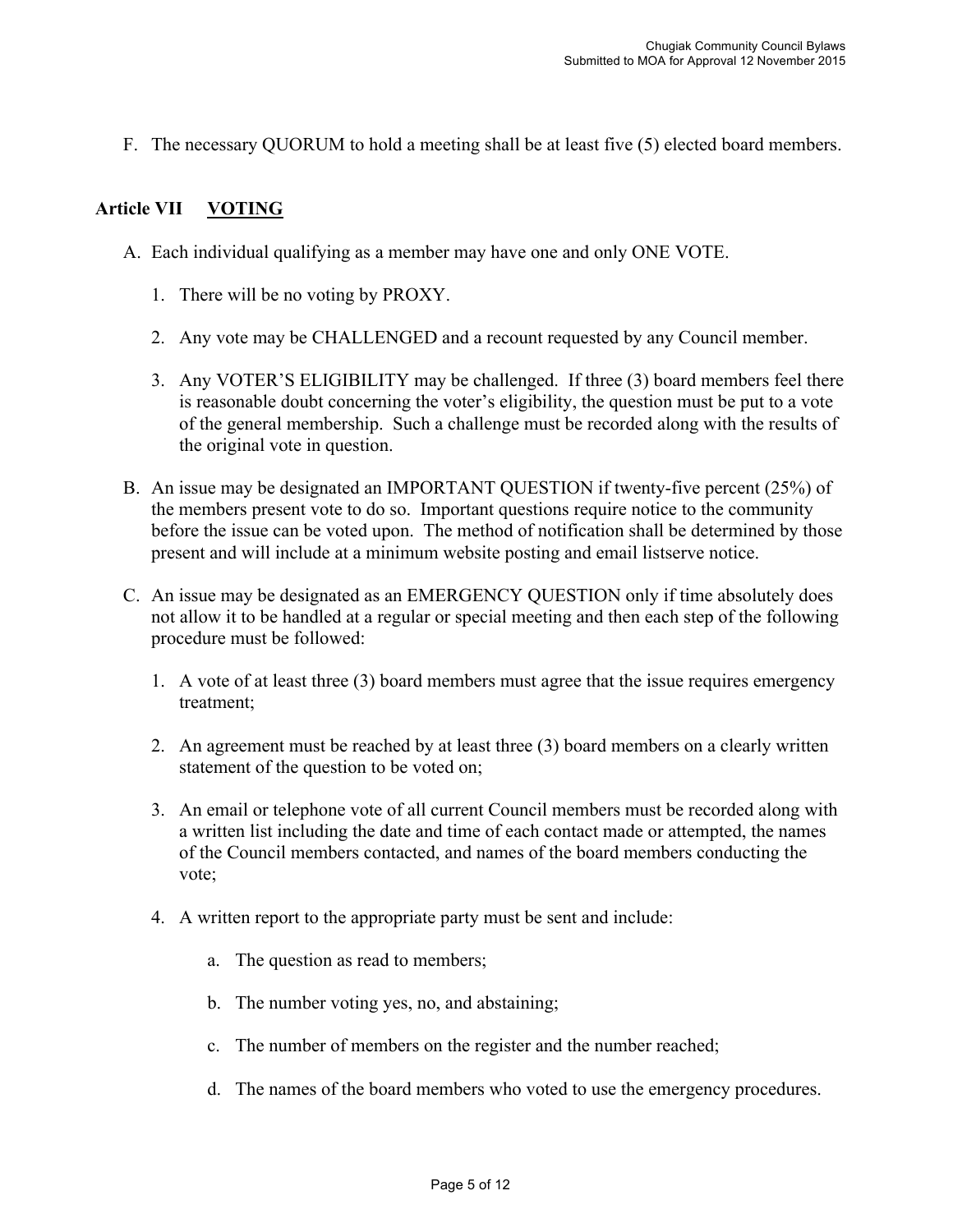F. The necessary QUORUM to hold a meeting shall be at least five (5) elected board members.

## Article VII <u>VOTING</u>

A. Each individual qualifying as a member may have one and only ONE VOTE.

   1. There will be no voting by PROXY.

   2. Any vote may be CHALLENGED and a recount requested by any Council member.

   3. Any VOTER'S ELIGIBILITY may be challenged. If three (3) board members feel there is reasonable doubt concerning the voter's eligibility, the question must be put to a vote of the general membership. Such a challenge must be recorded along with the results of the original vote in question.

B. An issue may be designated an IMPORTANT QUESTION if twenty-five percent (25%) of the members present vote to do so. Important questions require notice to the community before the issue can be voted upon. The method of notification shall be determined by those present and will include at a minimum website posting and email listserve notice.

C. An issue may be designated as an EMERGENCY QUESTION only if time absolutely does not allow it to be handled at a regular or special meeting and then each step of the following procedure must be followed:

   1. A vote of at least three (3) board members must agree that the issue requires emergency treatment;

   2. An agreement must be reached by at least three (3) board members on a clearly written statement of the question to be voted on;

   3. An email or telephone vote of all current Council members must be recorded along with a written list including the date and time of each contact made or attempted, the names of the Council members contacted, and names of the board members conducting the vote;

   4. A written report to the appropriate party must be sent and include:

      a. The question as read to members;

      b. The number voting yes, no, and abstaining;

      c. The number of members on the register and the number reached;

      d. The names of the board members who voted to use the emergency procedures.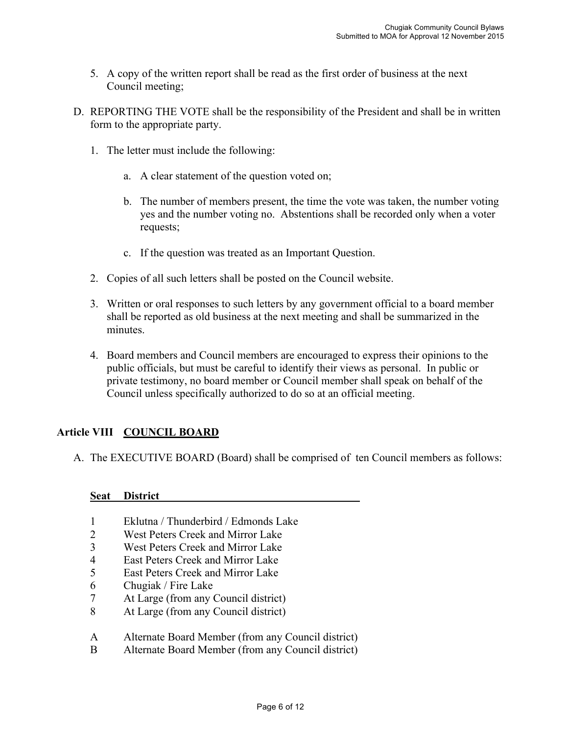5. A copy of the written report shall be read as the first order of business at the next Council meeting;

D. REPORTING THE VOTE shall be the responsibility of the President and shall be in written form to the appropriate party.

   1. The letter must include the following:

      a. A clear statement of the question voted on;

      b. The number of members present, the time the vote was taken, the number voting yes and the number voting no. Abstentions shall be recorded only when a voter requests;

      c. If the question was treated as an Important Question.

   2. Copies of all such letters shall be posted on the Council website.

   3. Written or oral responses to such letters by any government official to a board member shall be reported as old business at the next meeting and shall be summarized in the minutes.

   4. Board members and Council members are encouraged to express their opinions to the public officials, but must be careful to identify their views as personal. In public or private testimony, no board member or Council member shall speak on behalf of the Council unless specifically authorized to do so at an official meeting.

## Article VIII <u>COUNCIL BOARD</u>

A. The EXECUTIVE BOARD (Board) shall be comprised of ten Council members as follows:

| Seat | District |
|---|---|
| 1 | Eklutna / Thunderbird / Edmonds Lake |
| 2 | West Peters Creek and Mirror Lake |
| 3 | West Peters Creek and Mirror Lake |
| 4 | East Peters Creek and Mirror Lake |
| 5 | East Peters Creek and Mirror Lake |
| 6 | Chugiak / Fire Lake |
| 7 | At Large (from any Council district) |
| 8 | At Large (from any Council district) |
| A | Alternate Board Member (from any Council district) |
| B | Alternate Board Member (from any Council district) |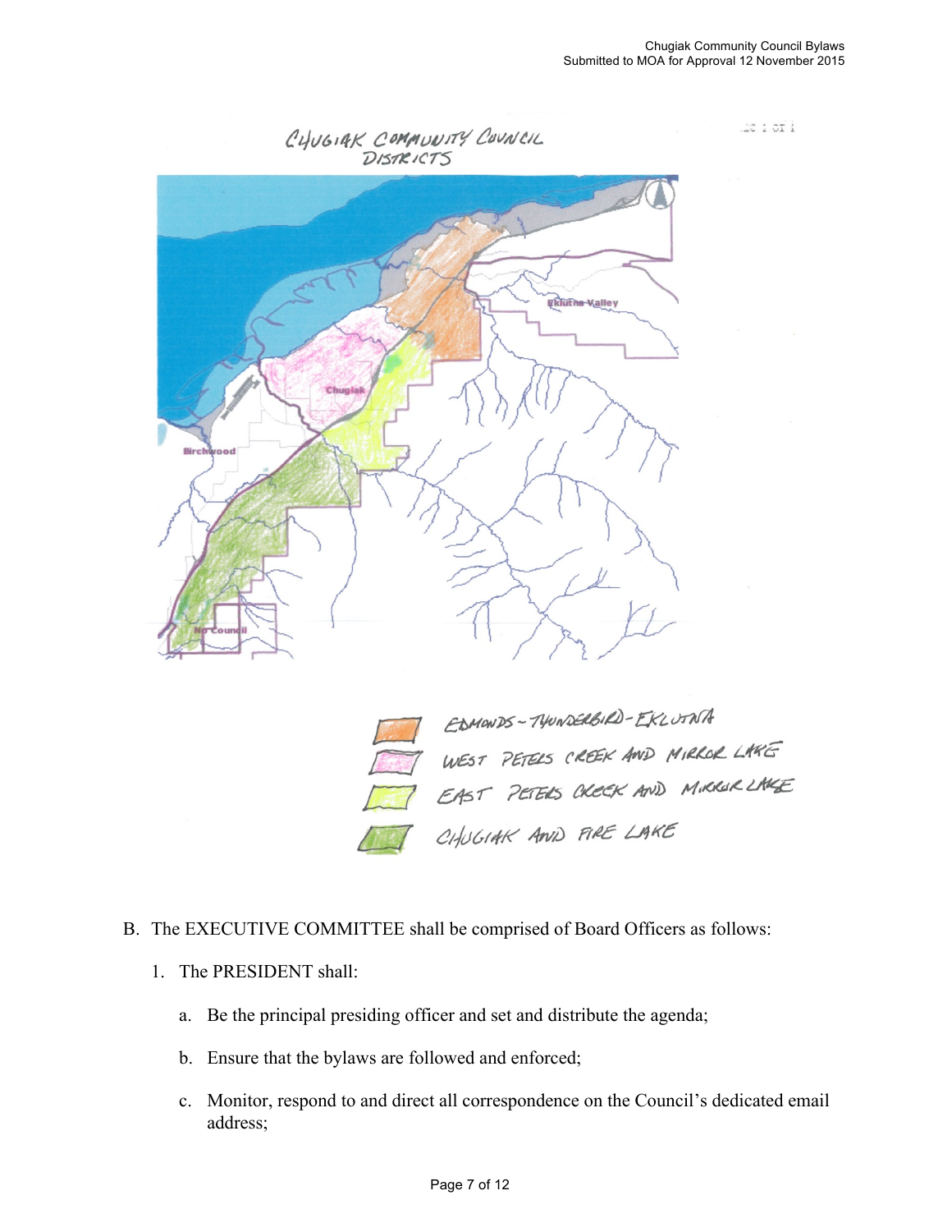CHUGIAK COMMUNITY COUNCIL DISTRICTS

EDMONDS – THUNDERBIRD – EKLUTNA

WEST PETERS CREEK AND MIRROR LAKE

EAST PETERS CREEK AND MIRROR LAKE

CHUGIAK AND FIRE LAKE

B. The EXECUTIVE COMMITTEE shall be comprised of Board Officers as follows:

   1. The PRESIDENT shall:

      a. Be the principal presiding officer and set and distribute the agenda;

      b. Ensure that the bylaws are followed and enforced;

      c. Monitor, respond to and direct all correspondence on the Council's dedicated email address;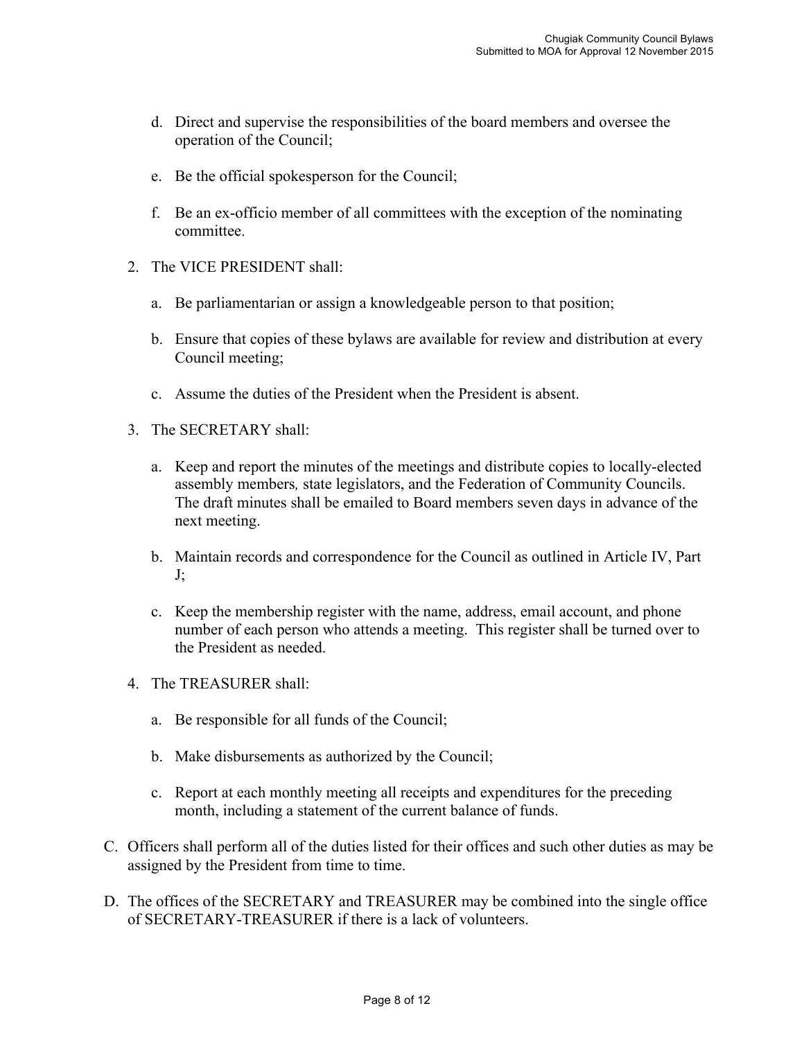d. Direct and supervise the responsibilities of the board members and oversee the operation of the Council;

   e. Be the official spokesperson for the Council;

   f. Be an ex-officio member of all committees with the exception of the nominating committee.

2. The VICE PRESIDENT shall:

   a. Be parliamentarian or assign a knowledgeable person to that position;

   b. Ensure that copies of these bylaws are available for review and distribution at every Council meeting;

   c. Assume the duties of the President when the President is absent.

3. The SECRETARY shall:

   a. Keep and report the minutes of the meetings and distribute copies to locally-elected assembly members, state legislators, and the Federation of Community Councils. The draft minutes shall be emailed to Board members seven days in advance of the next meeting.

   b. Maintain records and correspondence for the Council as outlined in Article IV, Part J;

   c. Keep the membership register with the name, address, email account, and phone number of each person who attends a meeting. This register shall be turned over to the President as needed.

4. The TREASURER shall:

   a. Be responsible for all funds of the Council;

   b. Make disbursements as authorized by the Council;

   c. Report at each monthly meeting all receipts and expenditures for the preceding month, including a statement of the current balance of funds.

C. Officers shall perform all of the duties listed for their offices and such other duties as may be assigned by the President from time to time.

D. The offices of the SECRETARY and TREASURER may be combined into the single office of SECRETARY-TREASURER if there is a lack of volunteers.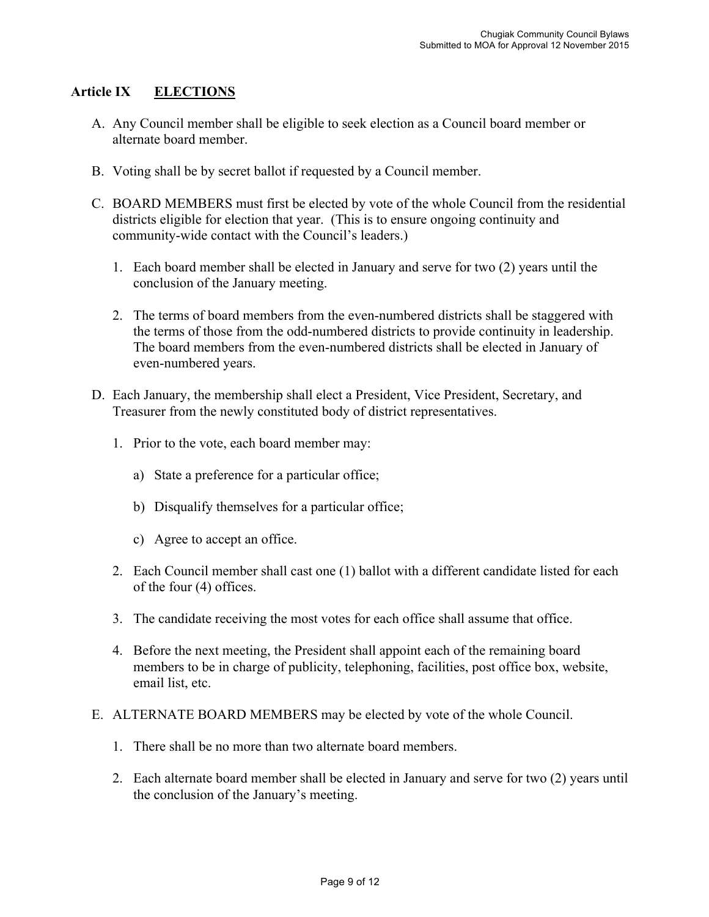## Article IX ELECTIONS

A. Any Council member shall be eligible to seek election as a Council board member or alternate board member.

B. Voting shall be by secret ballot if requested by a Council member.

C. BOARD MEMBERS must first be elected by vote of the whole Council from the residential districts eligible for election that year. (This is to ensure ongoing continuity and community-wide contact with the Council's leaders.)

   1. Each board member shall be elected in January and serve for two (2) years until the conclusion of the January meeting.

   2. The terms of board members from the even-numbered districts shall be staggered with the terms of those from the odd-numbered districts to provide continuity in leadership. The board members from the even-numbered districts shall be elected in January of even-numbered years.

D. Each January, the membership shall elect a President, Vice President, Secretary, and Treasurer from the newly constituted body of district representatives.

   1. Prior to the vote, each board member may:

      a) State a preference for a particular office;

      b) Disqualify themselves for a particular office;

      c) Agree to accept an office.

   2. Each Council member shall cast one (1) ballot with a different candidate listed for each of the four (4) offices.

   3. The candidate receiving the most votes for each office shall assume that office.

   4. Before the next meeting, the President shall appoint each of the remaining board members to be in charge of publicity, telephoning, facilities, post office box, website, email list, etc.

E. ALTERNATE BOARD MEMBERS may be elected by vote of the whole Council.

   1. There shall be no more than two alternate board members.

   2. Each alternate board member shall be elected in January and serve for two (2) years until the conclusion of the January's meeting.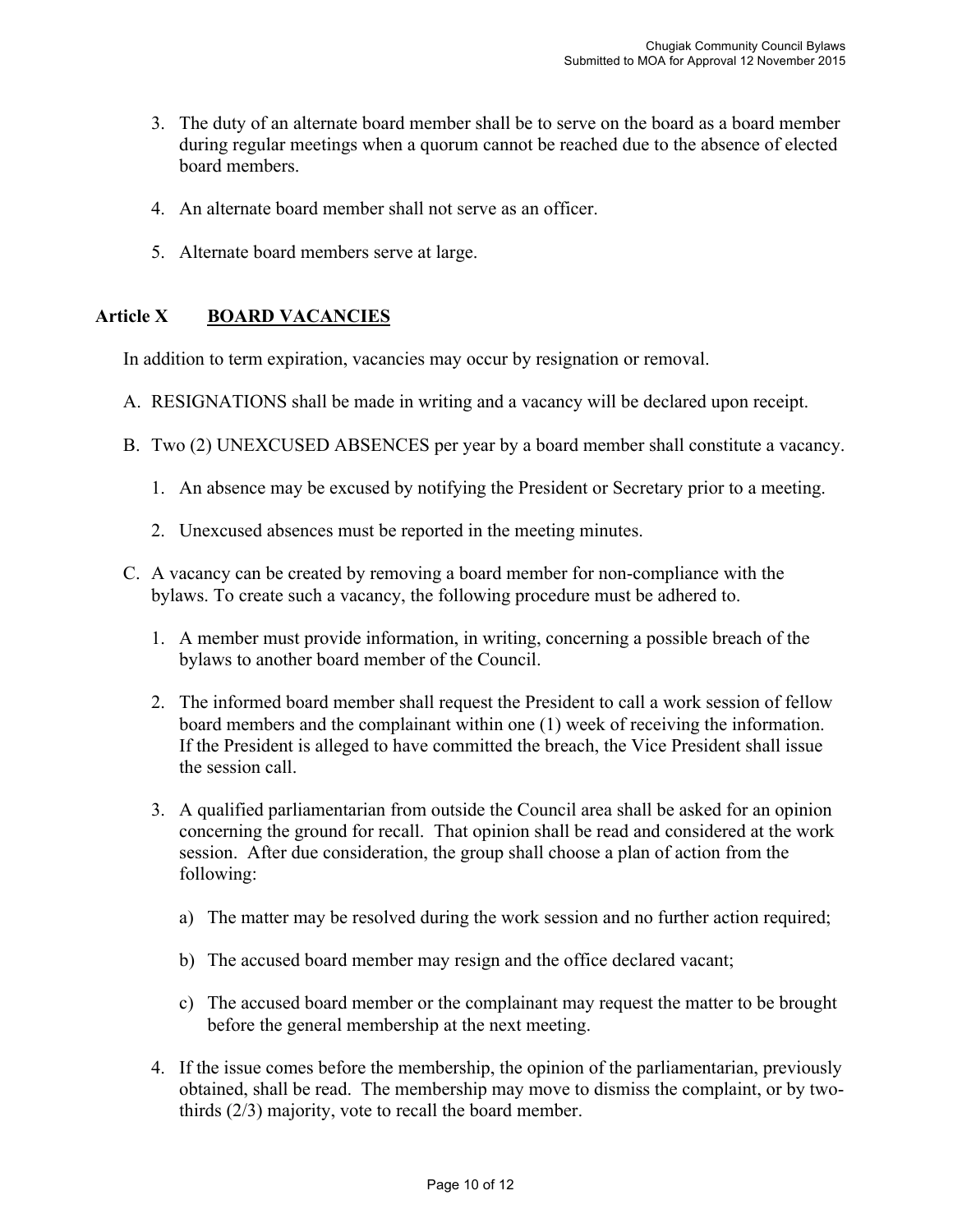3. The duty of an alternate board member shall be to serve on the board as a board member during regular meetings when a quorum cannot be reached due to the absence of elected board members.

4. An alternate board member shall not serve as an officer.

5. Alternate board members serve at large.

## Article X BOARD VACANCIES

In addition to term expiration, vacancies may occur by resignation or removal.

A. RESIGNATIONS shall be made in writing and a vacancy will be declared upon receipt.

B. Two (2) UNEXCUSED ABSENCES per year by a board member shall constitute a vacancy.

   1. An absence may be excused by notifying the President or Secretary prior to a meeting.

   2. Unexcused absences must be reported in the meeting minutes.

C. A vacancy can be created by removing a board member for non-compliance with the bylaws. To create such a vacancy, the following procedure must be adhered to.

   1. A member must provide information, in writing, concerning a possible breach of the bylaws to another board member of the Council.

   2. The informed board member shall request the President to call a work session of fellow board members and the complainant within one (1) week of receiving the information. If the President is alleged to have committed the breach, the Vice President shall issue the session call.

   3. A qualified parliamentarian from outside the Council area shall be asked for an opinion concerning the ground for recall. That opinion shall be read and considered at the work session. After due consideration, the group shall choose a plan of action from the following:

      a) The matter may be resolved during the work session and no further action required;

      b) The accused board member may resign and the office declared vacant;

      c) The accused board member or the complainant may request the matter to be brought before the general membership at the next meeting.

   4. If the issue comes before the membership, the opinion of the parliamentarian, previously obtained, shall be read. The membership may move to dismiss the complaint, or by two-thirds (2/3) majority, vote to recall the board member.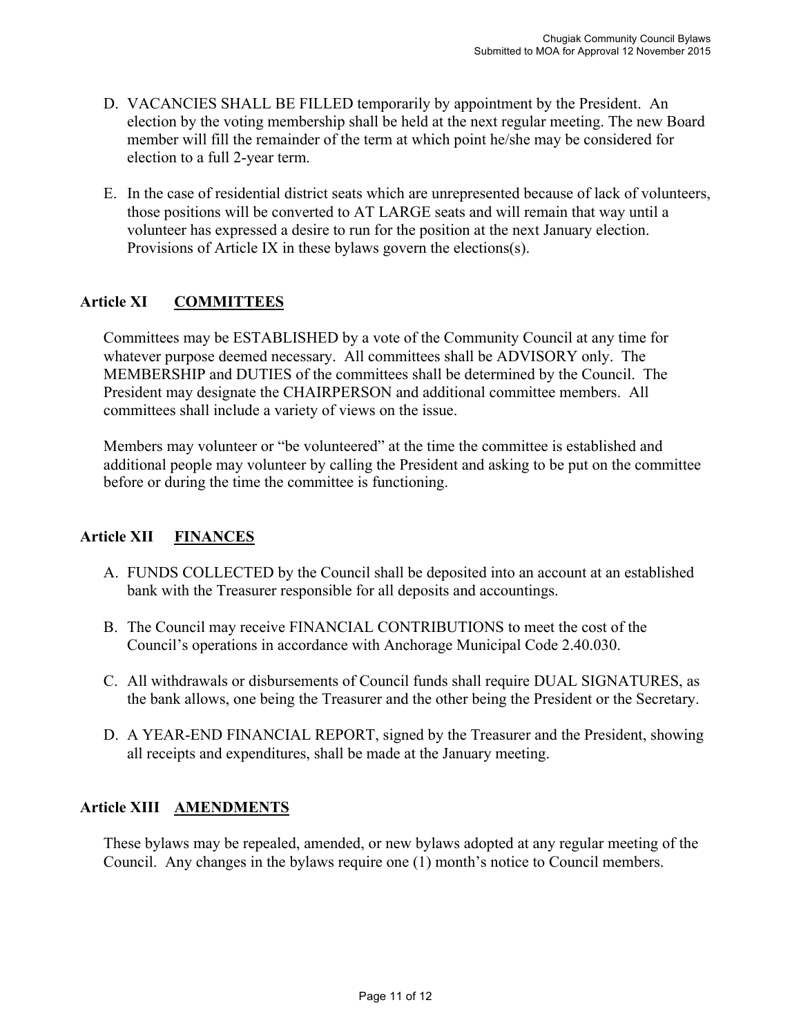D. VACANCIES SHALL BE FILLED temporarily by appointment by the President. An election by the voting membership shall be held at the next regular meeting. The new Board member will fill the remainder of the term at which point he/she may be considered for election to a full 2-year term.

E. In the case of residential district seats which are unrepresented because of lack of volunteers, those positions will be converted to AT LARGE seats and will remain that way until a volunteer has expressed a desire to run for the position at the next January election. Provisions of Article IX in these bylaws govern the elections(s).

## Article XI COMMITTEES

Committees may be ESTABLISHED by a vote of the Community Council at any time for whatever purpose deemed necessary. All committees shall be ADVISORY only. The MEMBERSHIP and DUTIES of the committees shall be determined by the Council. The President may designate the CHAIRPERSON and additional committee members. All committees shall include a variety of views on the issue.

Members may volunteer or "be volunteered" at the time the committee is established and additional people may volunteer by calling the President and asking to be put on the committee before or during the time the committee is functioning.

## Article XII FINANCES

A. FUNDS COLLECTED by the Council shall be deposited into an account at an established bank with the Treasurer responsible for all deposits and accountings.

B. The Council may receive FINANCIAL CONTRIBUTIONS to meet the cost of the Council's operations in accordance with Anchorage Municipal Code 2.40.030.

C. All withdrawals or disbursements of Council funds shall require DUAL SIGNATURES, as the bank allows, one being the Treasurer and the other being the President or the Secretary.

D. A YEAR-END FINANCIAL REPORT, signed by the Treasurer and the President, showing all receipts and expenditures, shall be made at the January meeting.

## Article XIII AMENDMENTS

These bylaws may be repealed, amended, or new bylaws adopted at any regular meeting of the Council. Any changes in the bylaws require one (1) month's notice to Council members.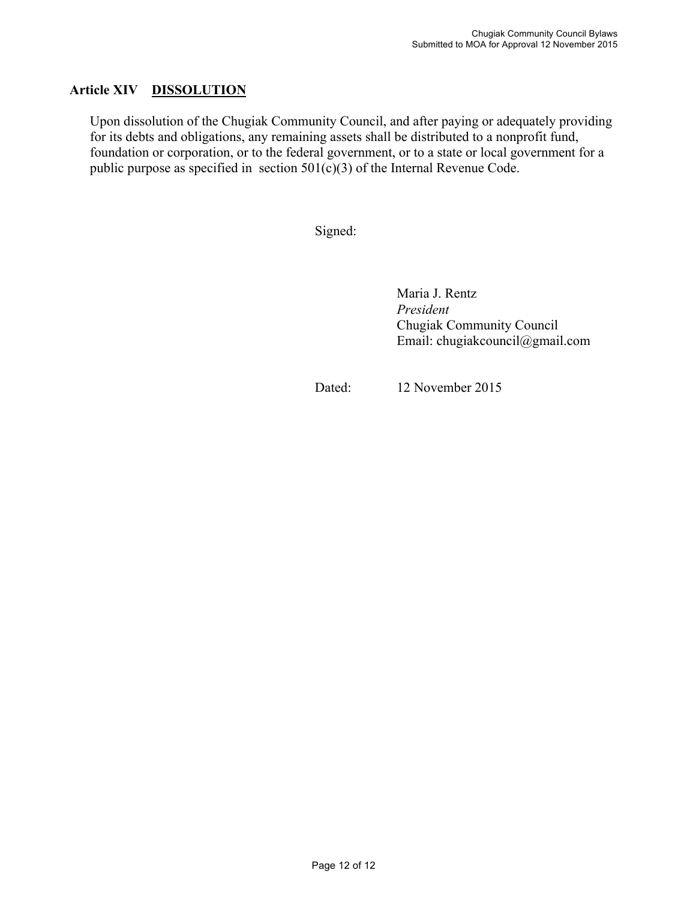## Article XIV **DISSOLUTION**

Upon dissolution of the Chugiak Community Council, and after paying or adequately providing for its debts and obligations, any remaining assets shall be distributed to a nonprofit fund, foundation or corporation, or to the federal government, or to a state or local government for a public purpose as specified in section 501(c)(3) of the Internal Revenue Code.

Signed:

Maria J. Rentz
*President*
Chugiak Community Council
Email: chugiakcouncil@gmail.com

Dated: 12 November 2015